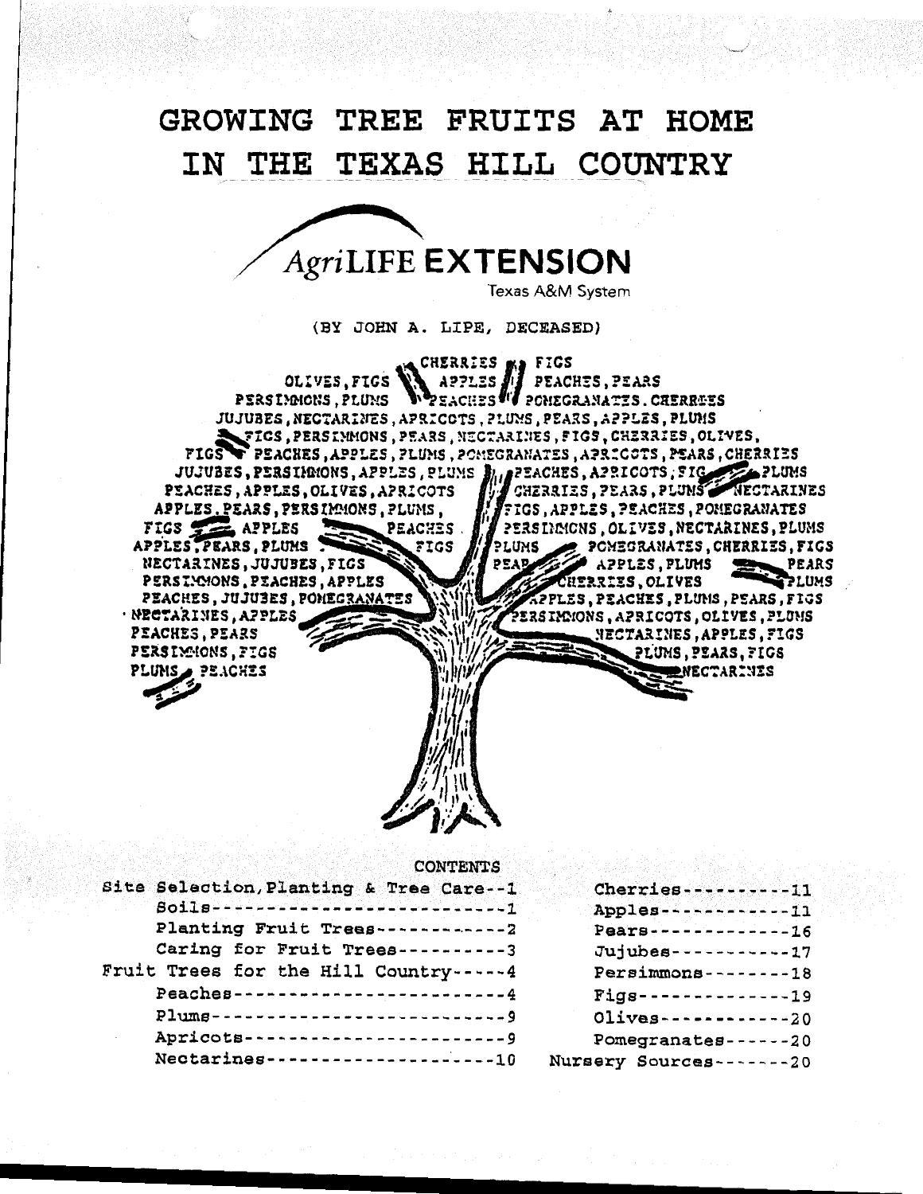# GROWING TREE FRUITS AT HOME IN THE TEXAS HILL COUNTRY

*Agri*LIFE **EXTENSION**

Texas A&M System

(BY JOHN A. LIPE, DECEASED)

CONTENTS

| | |
|---|---|
| Site Selection, Planting & Tree Care--1 | Cherries----------11 |
| Soils--------------------------1 | Apples------------11 |
| Planting Fruit Trees------------2 | Pears-------------16 |
| Caring for Fruit Trees----------3 | Jujubes-----------17 |
| Fruit Trees for the Hill Country-----4 | Persimmons--------18 |
| Peaches------------------------4 | Figs--------------19 |
| Plums--------------------------9 | Olives------------20 |
| Apricots-----------------------9 | Pomegranates------20 |
| Nectarines--------------------10 | Nursery Sources-------20 |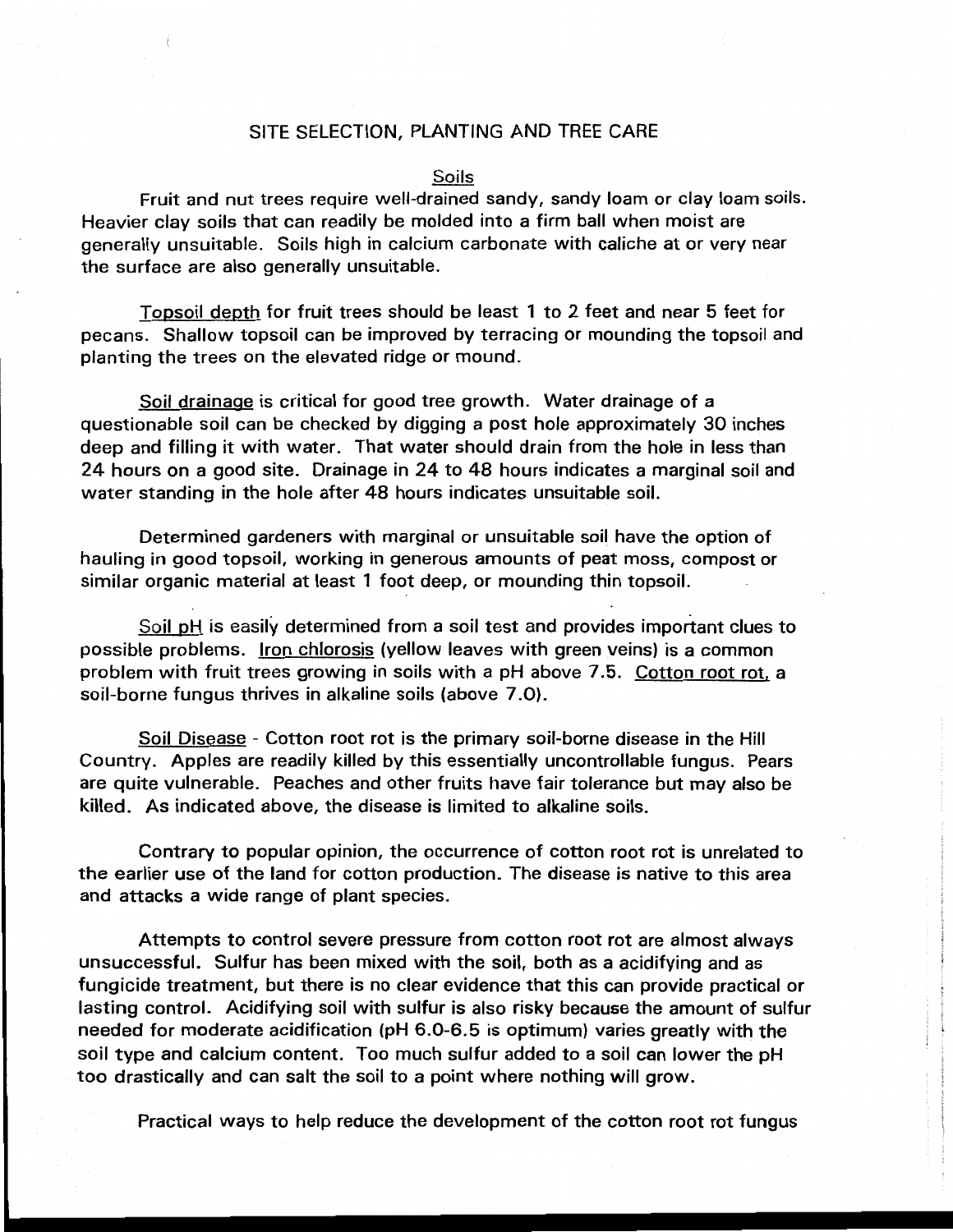# SITE SELECTION, PLANTING AND TREE CARE

## Soils

Fruit and nut trees require well-drained sandy, sandy loam or clay loam soils. Heavier clay soils that can readily be molded into a firm ball when moist are generally unsuitable. Soils high in calcium carbonate with caliche at or very near the surface are also generally unsuitable.

Topsoil depth for fruit trees should be least 1 to 2 feet and near 5 feet for pecans. Shallow topsoil can be improved by terracing or mounding the topsoil and planting the trees on the elevated ridge or mound.

Soil drainage is critical for good tree growth. Water drainage of a questionable soil can be checked by digging a post hole approximately 30 inches deep and filling it with water. That water should drain from the hole in less than 24 hours on a good site. Drainage in 24 to 48 hours indicates a marginal soil and water standing in the hole after 48 hours indicates unsuitable soil.

Determined gardeners with marginal or unsuitable soil have the option of hauling in good topsoil, working in generous amounts of peat moss, compost or similar organic material at least 1 foot deep, or mounding thin topsoil.

Soil pH is easily determined from a soil test and provides important clues to possible problems. Iron chlorosis (yellow leaves with green veins) is a common problem with fruit trees growing in soils with a pH above 7.5. Cotton root rot, a soil-borne fungus thrives in alkaline soils (above 7.0).

Soil Disease - Cotton root rot is the primary soil-borne disease in the Hill Country. Apples are readily killed by this essentially uncontrollable fungus. Pears are quite vulnerable. Peaches and other fruits have fair tolerance but may also be killed. As indicated above, the disease is limited to alkaline soils.

Contrary to popular opinion, the occurrence of cotton root rot is unrelated to the earlier use of the land for cotton production. The disease is native to this area and attacks a wide range of plant species.

Attempts to control severe pressure from cotton root rot are almost always unsuccessful. Sulfur has been mixed with the soil, both as a acidifying and as fungicide treatment, but there is no clear evidence that this can provide practical or lasting control. Acidifying soil with sulfur is also risky because the amount of sulfur needed for moderate acidification (pH 6.0-6.5 is optimum) varies greatly with the soil type and calcium content. Too much sulfur added to a soil can lower the pH too drastically and can salt the soil to a point where nothing will grow.

Practical ways to help reduce the development of the cotton root rot fungus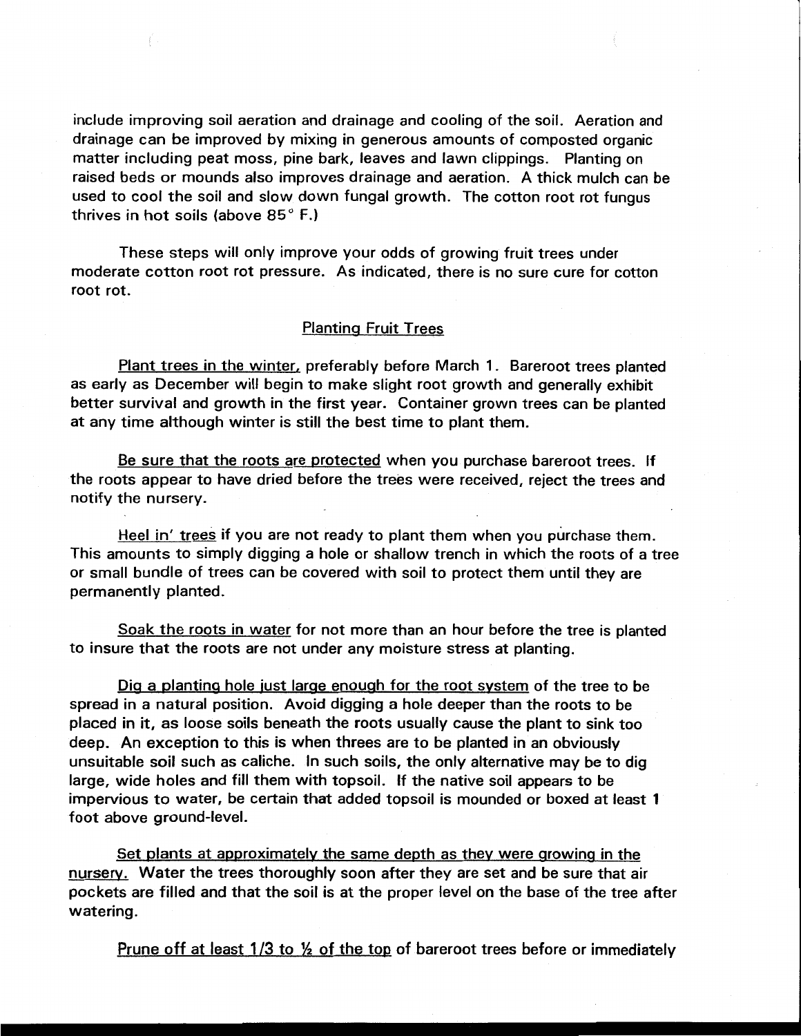include improving soil aeration and drainage and cooling of the soil. Aeration and drainage can be improved by mixing in generous amounts of composted organic matter including peat moss, pine bark, leaves and lawn clippings. Planting on raised beds or mounds also improves drainage and aeration. A thick mulch can be used to cool the soil and slow down fungal growth. The cotton root rot fungus thrives in hot soils (above 85° F.)

These steps will only improve your odds of growing fruit trees under moderate cotton root rot pressure. As indicated, there is no sure cure for cotton root rot.

## Planting Fruit Trees

Plant trees in the winter, preferably before March 1. Bareroot trees planted as early as December will begin to make slight root growth and generally exhibit better survival and growth in the first year. Container grown trees can be planted at any time although winter is still the best time to plant them.

Be sure that the roots are protected when you purchase bareroot trees. If the roots appear to have dried before the trees were received, reject the trees and notify the nursery.

Heel in' trees if you are not ready to plant them when you purchase them. This amounts to simply digging a hole or shallow trench in which the roots of a tree or small bundle of trees can be covered with soil to protect them until they are permanently planted.

Soak the roots in water for not more than an hour before the tree is planted to insure that the roots are not under any moisture stress at planting.

Dig a planting hole just large enough for the root system of the tree to be spread in a natural position. Avoid digging a hole deeper than the roots to be placed in it, as loose soils beneath the roots usually cause the plant to sink too deep. An exception to this is when threes are to be planted in an obviously unsuitable soil such as caliche. In such soils, the only alternative may be to dig large, wide holes and fill them with topsoil. If the native soil appears to be impervious to water, be certain that added topsoil is mounded or boxed at least 1 foot above ground-level.

Set plants at approximately the same depth as they were growing in the nursery. Water the trees thoroughly soon after they are set and be sure that air pockets are filled and that the soil is at the proper level on the base of the tree after watering.

Prune off at least 1/3 to ½ of the top of bareroot trees before or immediately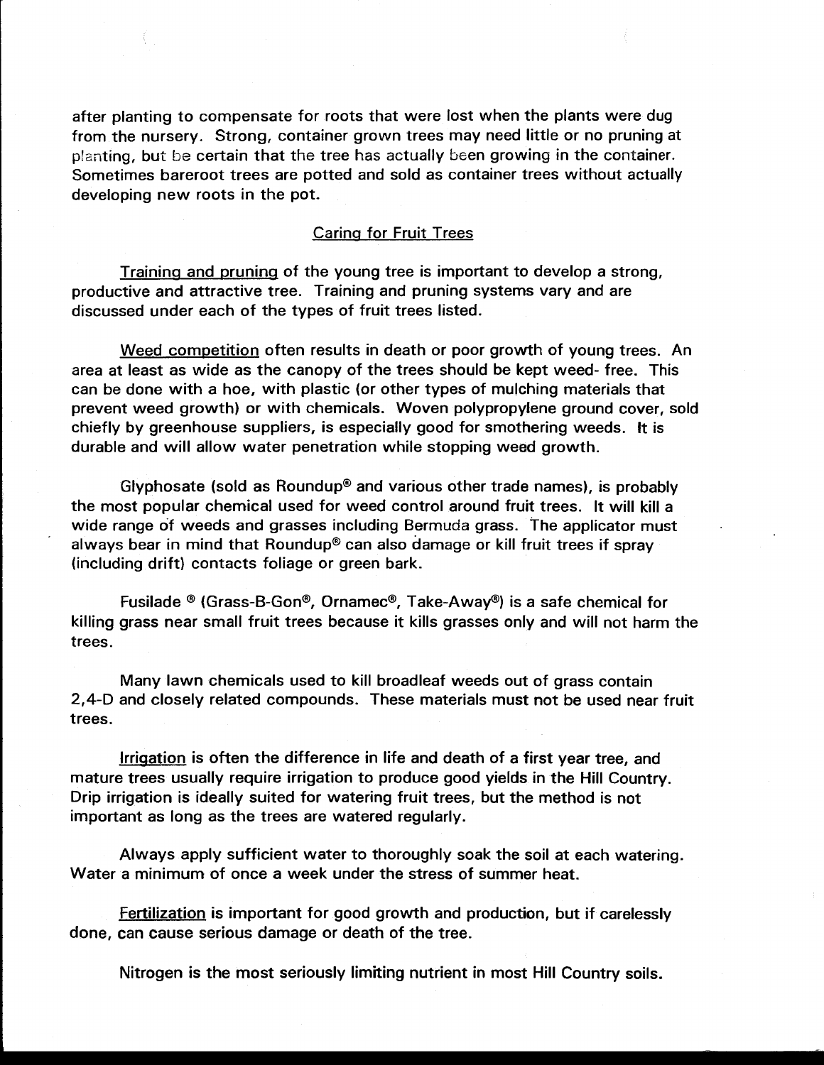after planting to compensate for roots that were lost when the plants were dug from the nursery. Strong, container grown trees may need little or no pruning at planting, but be certain that the tree has actually been growing in the container. Sometimes bareroot trees are potted and sold as container trees without actually developing new roots in the pot.

## Caring for Fruit Trees

Training and pruning of the young tree is important to develop a strong, productive and attractive tree. Training and pruning systems vary and are discussed under each of the types of fruit trees listed.

Weed competition often results in death or poor growth of young trees. An area at least as wide as the canopy of the trees should be kept weed- free. This can be done with a hoe, with plastic (or other types of mulching materials that prevent weed growth) or with chemicals. Woven polypropylene ground cover, sold chiefly by greenhouse suppliers, is especially good for smothering weeds. It is durable and will allow water penetration while stopping weed growth.

Glyphosate (sold as Roundup® and various other trade names), is probably the most popular chemical used for weed control around fruit trees. It will kill a wide range of weeds and grasses including Bermuda grass. The applicator must always bear in mind that Roundup® can also damage or kill fruit trees if spray (including drift) contacts foliage or green bark.

Fusilade ® (Grass-B-Gon®, Ornamec®, Take-Away®) is a safe chemical for killing grass near small fruit trees because it kills grasses only and will not harm the trees.

Many lawn chemicals used to kill broadleaf weeds out of grass contain 2,4-D and closely related compounds. These materials must not be used near fruit trees.

Irrigation is often the difference in life and death of a first year tree, and mature trees usually require irrigation to produce good yields in the Hill Country. Drip irrigation is ideally suited for watering fruit trees, but the method is not important as long as the trees are watered regularly.

Always apply sufficient water to thoroughly soak the soil at each watering. Water a minimum of once a week under the stress of summer heat.

Fertilization is important for good growth and production, but if carelessly done, can cause serious damage or death of the tree.

Nitrogen is the most seriously limiting nutrient in most Hill Country soils.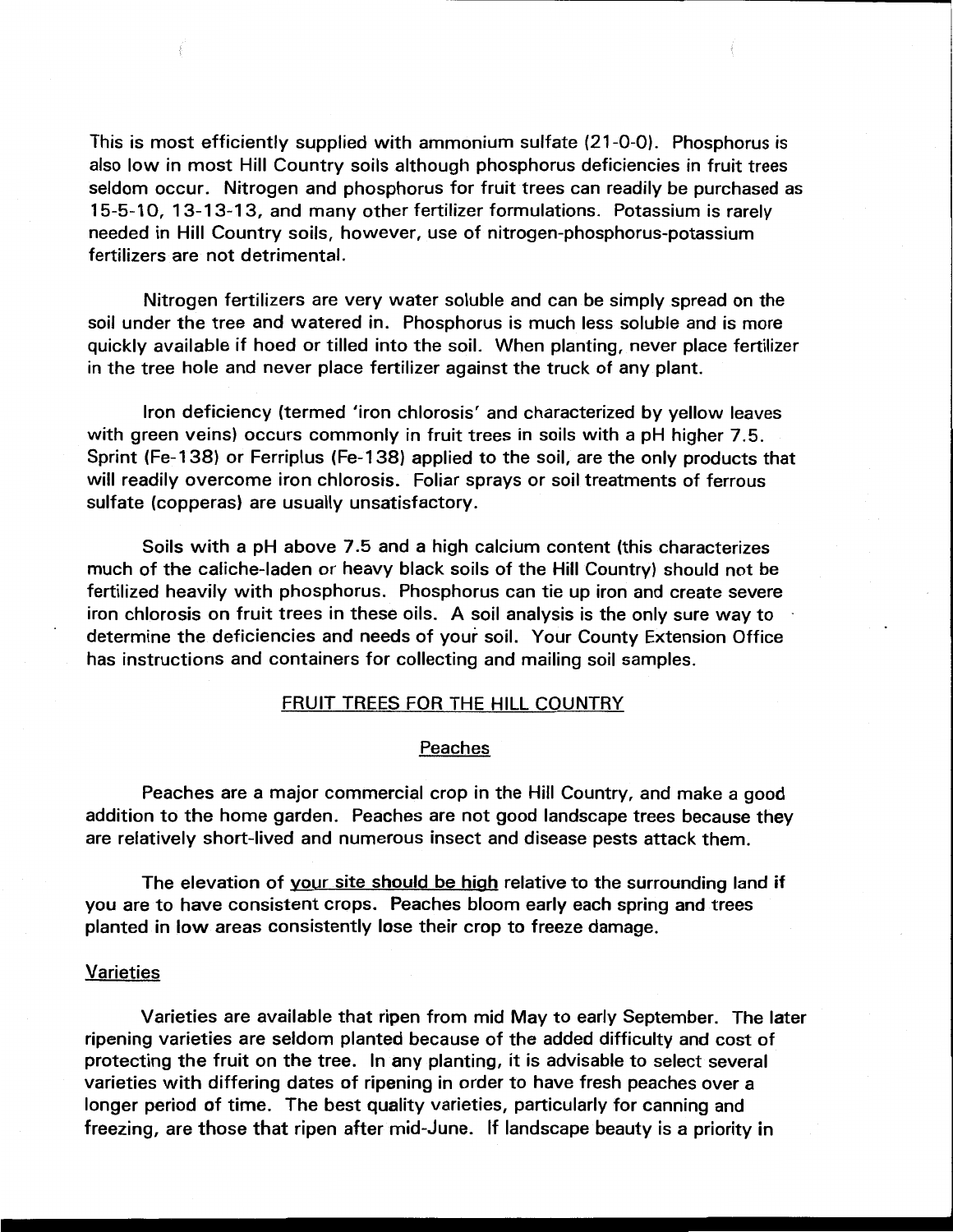This is most efficiently supplied with ammonium sulfate (21-0-0). Phosphorus is also low in most Hill Country soils although phosphorus deficiencies in fruit trees seldom occur. Nitrogen and phosphorus for fruit trees can readily be purchased as 15-5-10, 13-13-13, and many other fertilizer formulations. Potassium is rarely needed in Hill Country soils, however, use of nitrogen-phosphorus-potassium fertilizers are not detrimental.

Nitrogen fertilizers are very water soluble and can be simply spread on the soil under the tree and watered in. Phosphorus is much less soluble and is more quickly available if hoed or tilled into the soil. When planting, never place fertilizer in the tree hole and never place fertilizer against the truck of any plant.

Iron deficiency (termed 'iron chlorosis' and characterized by yellow leaves with green veins) occurs commonly in fruit trees in soils with a pH higher 7.5. Sprint (Fe-138) or Ferriplus (Fe-138) applied to the soil, are the only products that will readily overcome iron chlorosis. Foliar sprays or soil treatments of ferrous sulfate (copperas) are usually unsatisfactory.

Soils with a pH above 7.5 and a high calcium content (this characterizes much of the caliche-laden or heavy black soils of the Hill Country) should not be fertilized heavily with phosphorus. Phosphorus can tie up iron and create severe iron chlorosis on fruit trees in these oils. A soil analysis is the only sure way to determine the deficiencies and needs of your soil. Your County Extension Office has instructions and containers for collecting and mailing soil samples.

## FRUIT TREES FOR THE HILL COUNTRY

### Peaches

Peaches are a major commercial crop in the Hill Country, and make a good addition to the home garden. Peaches are not good landscape trees because they are relatively short-lived and numerous insect and disease pests attack them.

The elevation of your site should be high relative to the surrounding land if you are to have consistent crops. Peaches bloom early each spring and trees planted in low areas consistently lose their crop to freeze damage.

#### Varieties

Varieties are available that ripen from mid May to early September. The later ripening varieties are seldom planted because of the added difficulty and cost of protecting the fruit on the tree. In any planting, it is advisable to select several varieties with differing dates of ripening in order to have fresh peaches over a longer period of time. The best quality varieties, particularly for canning and freezing, are those that ripen after mid-June. If landscape beauty is a priority in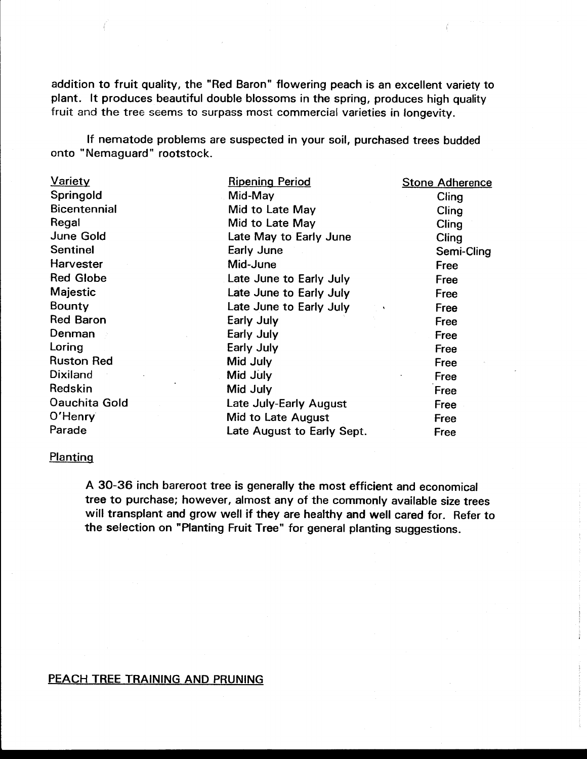addition to fruit quality, the "Red Baron" flowering peach is an excellent variety to plant. It produces beautiful double blossoms in the spring, produces high quality fruit and the tree seems to surpass most commercial varieties in longevity.

If nematode problems are suspected in your soil, purchased trees budded onto "Nemaguard" rootstock.

| Variety | Ripening Period | Stone Adherence |
|---|---|---|
| Springold | Mid-May | Cling |
| Bicentennial | Mid to Late May | Cling |
| Regal | Mid to Late May | Cling |
| June Gold | Late May to Early June | Cling |
| Sentinel | Early June | Semi-Cling |
| Harvester | Mid-June | Free |
| Red Globe | Late June to Early July | Free |
| Majestic | Late June to Early July | Free |
| Bounty | Late June to Early July | Free |
| Red Baron | Early July | Free |
| Denman | Early July | Free |
| Loring | Early July | Free |
| Ruston Red | Mid July | Free |
| Dixiland | Mid July | Free |
| Redskin | Mid July | Free |
| Oauchita Gold | Late July-Early August | Free |
| O'Henry | Mid to Late August | Free |
| Parade | Late August to Early Sept. | Free |

## Planting

A 30-36 inch bareroot tree is generally the most efficient and economical tree to purchase; however, almost any of the commonly available size trees will transplant and grow well if they are healthy and well cared for. Refer to the selection on "Planting Fruit Tree" for general planting suggestions.

## PEACH TREE TRAINING AND PRUNING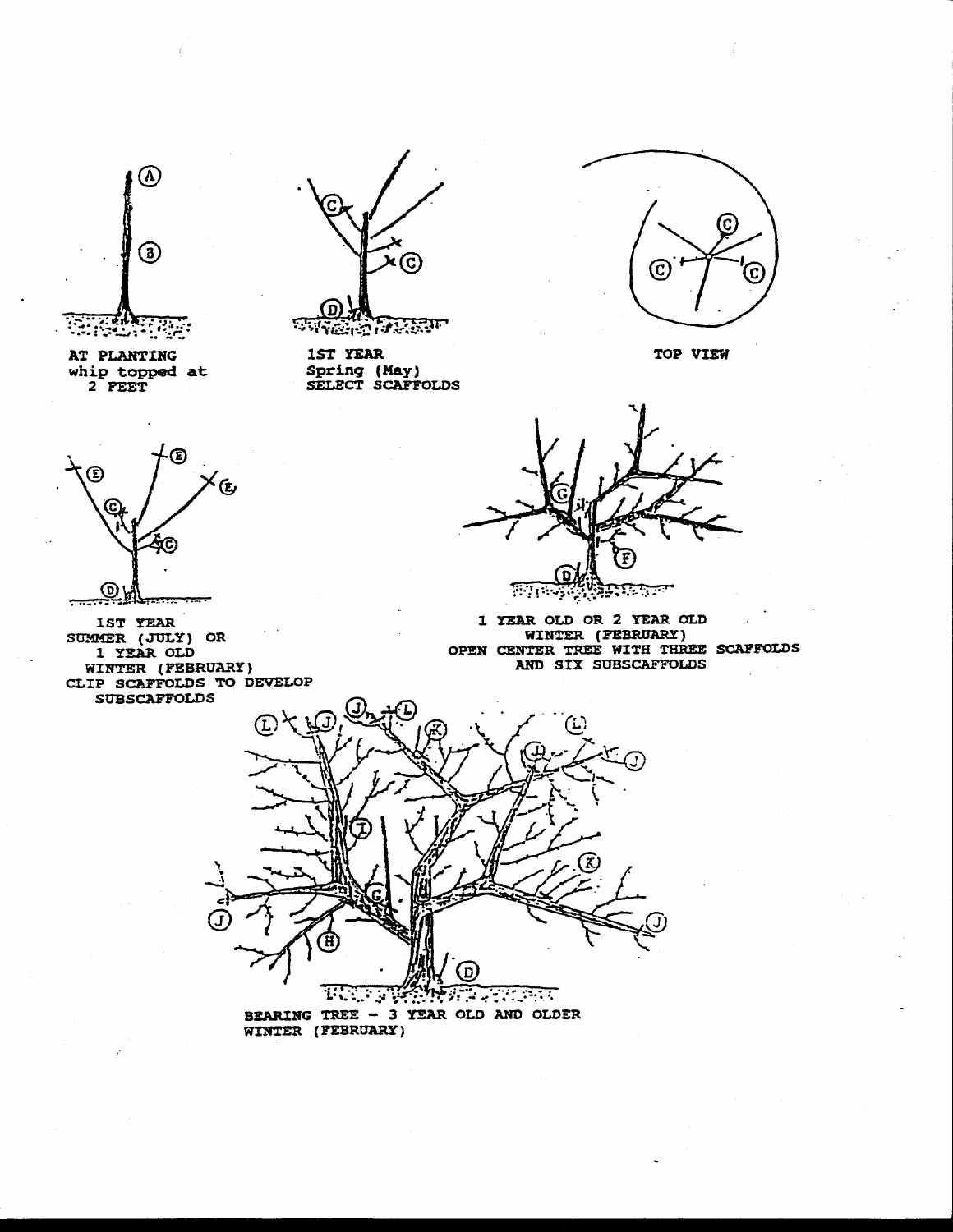AT PLANTING
whip topped at
2 FEET

1ST YEAR
Spring (May)
SELECT SCAFFOLDS

TOP VIEW

1ST YEAR
SUMMER (JULY) OR
1 YEAR OLD
WINTER (FEBRUARY)
CLIP SCAFFOLDS TO DEVELOP
SUBSCAFFOLDS

1 YEAR OLD OR 2 YEAR OLD
WINTER (FEBRUARY)
OPEN CENTER TREE WITH THREE SCAFFOLDS
AND SIX SUBSCAFFOLDS

BEARING TREE - 3 YEAR OLD AND OLDER
WINTER (FEBRUARY)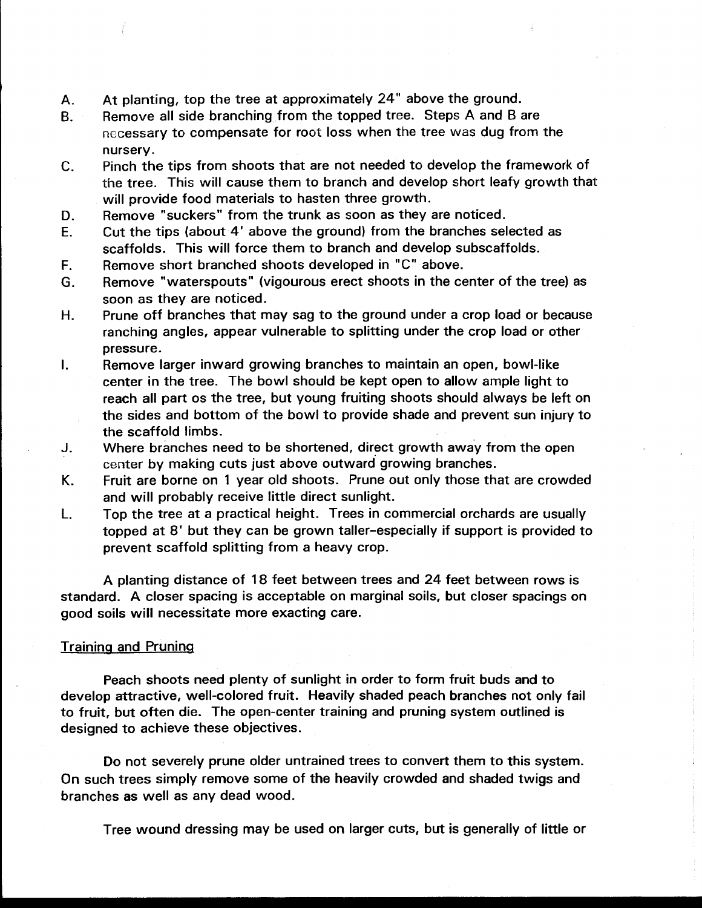A. At planting, top the tree at approximately 24" above the ground.

B. Remove all side branching from the topped tree. Steps A and B are necessary to compensate for root loss when the tree was dug from the nursery.

C. Pinch the tips from shoots that are not needed to develop the framework of the tree. This will cause them to branch and develop short leafy growth that will provide food materials to hasten three growth.

D. Remove "suckers" from the trunk as soon as they are noticed.

E. Cut the tips (about 4' above the ground) from the branches selected as scaffolds. This will force them to branch and develop subscaffolds.

F. Remove short branched shoots developed in "C" above.

G. Remove "waterspouts" (vigourous erect shoots in the center of the tree) as soon as they are noticed.

H. Prune off branches that may sag to the ground under a crop load or because ranching angles, appear vulnerable to splitting under the crop load or other pressure.

I. Remove larger inward growing branches to maintain an open, bowl-like center in the tree. The bowl should be kept open to allow ample light to reach all part os the tree, but young fruiting shoots should always be left on the sides and bottom of the bowl to provide shade and prevent sun injury to the scaffold limbs.

J. Where branches need to be shortened, direct growth away from the open center by making cuts just above outward growing branches.

K. Fruit are borne on 1 year old shoots. Prune out only those that are crowded and will probably receive little direct sunlight.

L. Top the tree at a practical height. Trees in commercial orchards are usually topped at 8' but they can be grown taller–especially if support is provided to prevent scaffold splitting from a heavy crop.

A planting distance of 18 feet between trees and 24 feet between rows is standard. A closer spacing is acceptable on marginal soils, but closer spacings on good soils will necessitate more exacting care.

## Training and Pruning

Peach shoots need plenty of sunlight in order to form fruit buds and to develop attractive, well-colored fruit. Heavily shaded peach branches not only fail to fruit, but often die. The open-center training and pruning system outlined is designed to achieve these objectives.

Do not severely prune older untrained trees to convert them to this system. On such trees simply remove some of the heavily crowded and shaded twigs and branches as well as any dead wood.

Tree wound dressing may be used on larger cuts, but is generally of little or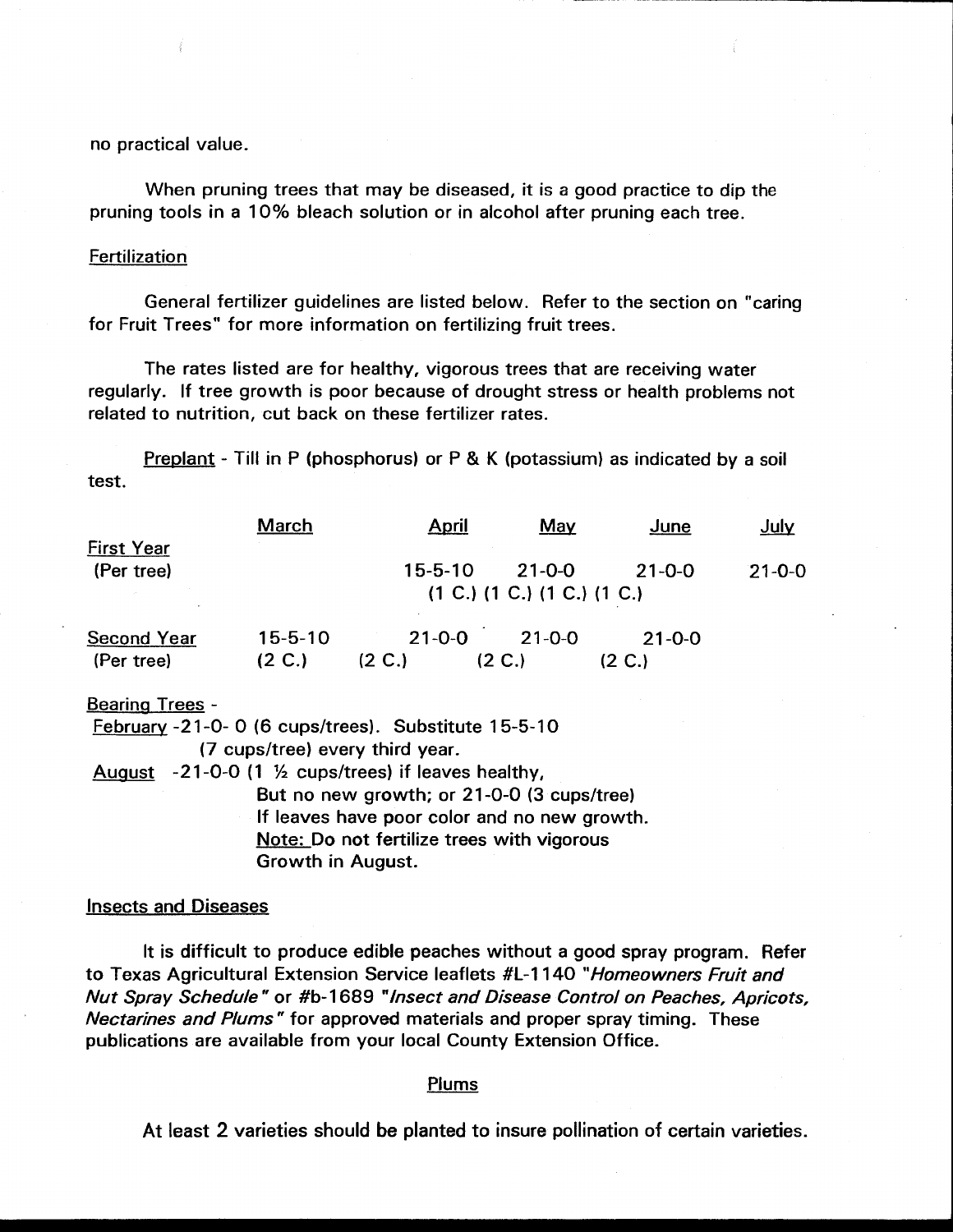no practical value.

When pruning trees that may be diseased, it is a good practice to dip the pruning tools in a 10% bleach solution or in alcohol after pruning each tree.

## Fertilization

General fertilizer guidelines are listed below. Refer to the section on "caring for Fruit Trees" for more information on fertilizing fruit trees.

The rates listed are for healthy, vigorous trees that are receiving water regularly. If tree growth is poor because of drought stress or health problems not related to nutrition, cut back on these fertilizer rates.

Preplant - Till in P (phosphorus) or P & K (potassium) as indicated by a soil test.

| | March | April | May | June | July |
|---|---|---|---|---|---|
| First Year (Per tree) | | 15-5-10 (1 C.) | 21-0-0 (1 C.) | 21-0-0 (1 C.) | 21-0-0 (1 C.) |
| Second Year (Per tree) | 15-5-10 (2 C.) | 21-0-0 (2 C.) | 21-0-0 (2 C.) | 21-0-0 (2 C.) | |

Bearing Trees -

February -21-0- 0 (6 cups/trees). Substitute 15-5-10 (7 cups/tree) every third year.

August -21-0-0 (1 ½ cups/trees) if leaves healthy, But no new growth; or 21-0-0 (3 cups/tree) If leaves have poor color and no new growth. Note: Do not fertilize trees with vigorous Growth in August.

## Insects and Diseases

It is difficult to produce edible peaches without a good spray program. Refer to Texas Agricultural Extension Service leaflets #L-1140 "*Homeowners Fruit and Nut Spray Schedule*" or #b-1689 "*Insect and Disease Control on Peaches, Apricots, Nectarines and Plums*" for approved materials and proper spray timing. These publications are available from your local County Extension Office.

## Plums

At least 2 varieties should be planted to insure pollination of certain varieties.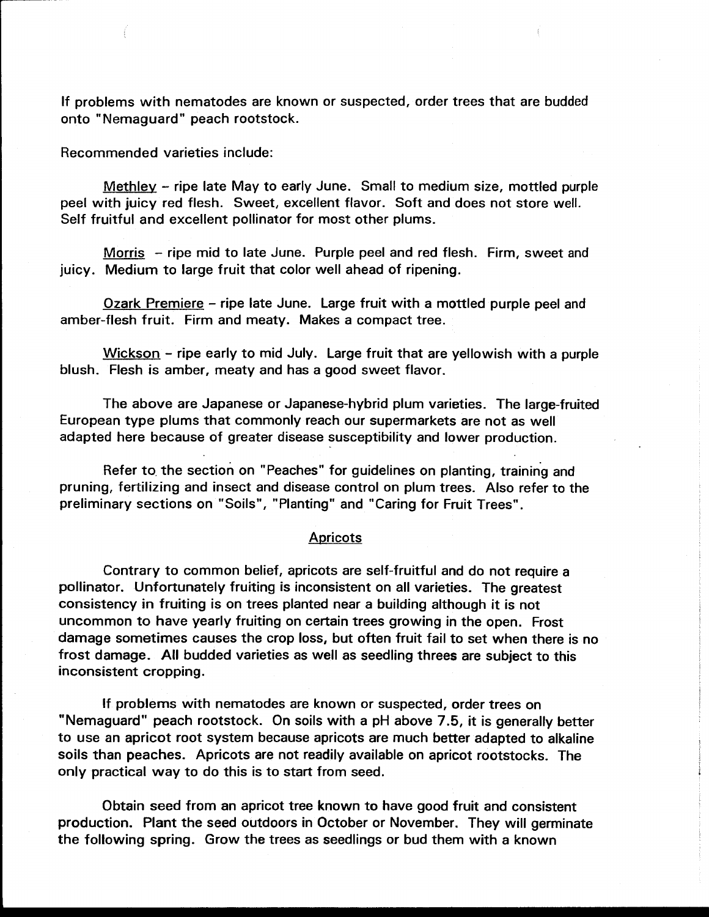If problems with nematodes are known or suspected, order trees that are budded onto "Nemaguard" peach rootstock.

Recommended varieties include:

Methley – ripe late May to early June. Small to medium size, mottled purple peel with juicy red flesh. Sweet, excellent flavor. Soft and does not store well. Self fruitful and excellent pollinator for most other plums.

Morris – ripe mid to late June. Purple peel and red flesh. Firm, sweet and juicy. Medium to large fruit that color well ahead of ripening.

Ozark Premiere – ripe late June. Large fruit with a mottled purple peel and amber-flesh fruit. Firm and meaty. Makes a compact tree.

Wickson – ripe early to mid July. Large fruit that are yellowish with a purple blush. Flesh is amber, meaty and has a good sweet flavor.

The above are Japanese or Japanese-hybrid plum varieties. The large-fruited European type plums that commonly reach our supermarkets are not as well adapted here because of greater disease susceptibility and lower production.

Refer to the section on "Peaches" for guidelines on planting, training and pruning, fertilizing and insect and disease control on plum trees. Also refer to the preliminary sections on "Soils", "Planting" and "Caring for Fruit Trees".

## Apricots

Contrary to common belief, apricots are self-fruitful and do not require a pollinator. Unfortunately fruiting is inconsistent on all varieties. The greatest consistency in fruiting is on trees planted near a building although it is not uncommon to have yearly fruiting on certain trees growing in the open. Frost damage sometimes causes the crop loss, but often fruit fail to set when there is no frost damage. All budded varieties as well as seedling threes are subject to this inconsistent cropping.

If problems with nematodes are known or suspected, order trees on "Nemaguard" peach rootstock. On soils with a pH above 7.5, it is generally better to use an apricot root system because apricots are much better adapted to alkaline soils than peaches. Apricots are not readily available on apricot rootstocks. The only practical way to do this is to start from seed.

Obtain seed from an apricot tree known to have good fruit and consistent production. Plant the seed outdoors in October or November. They will germinate the following spring. Grow the trees as seedlings or bud them with a known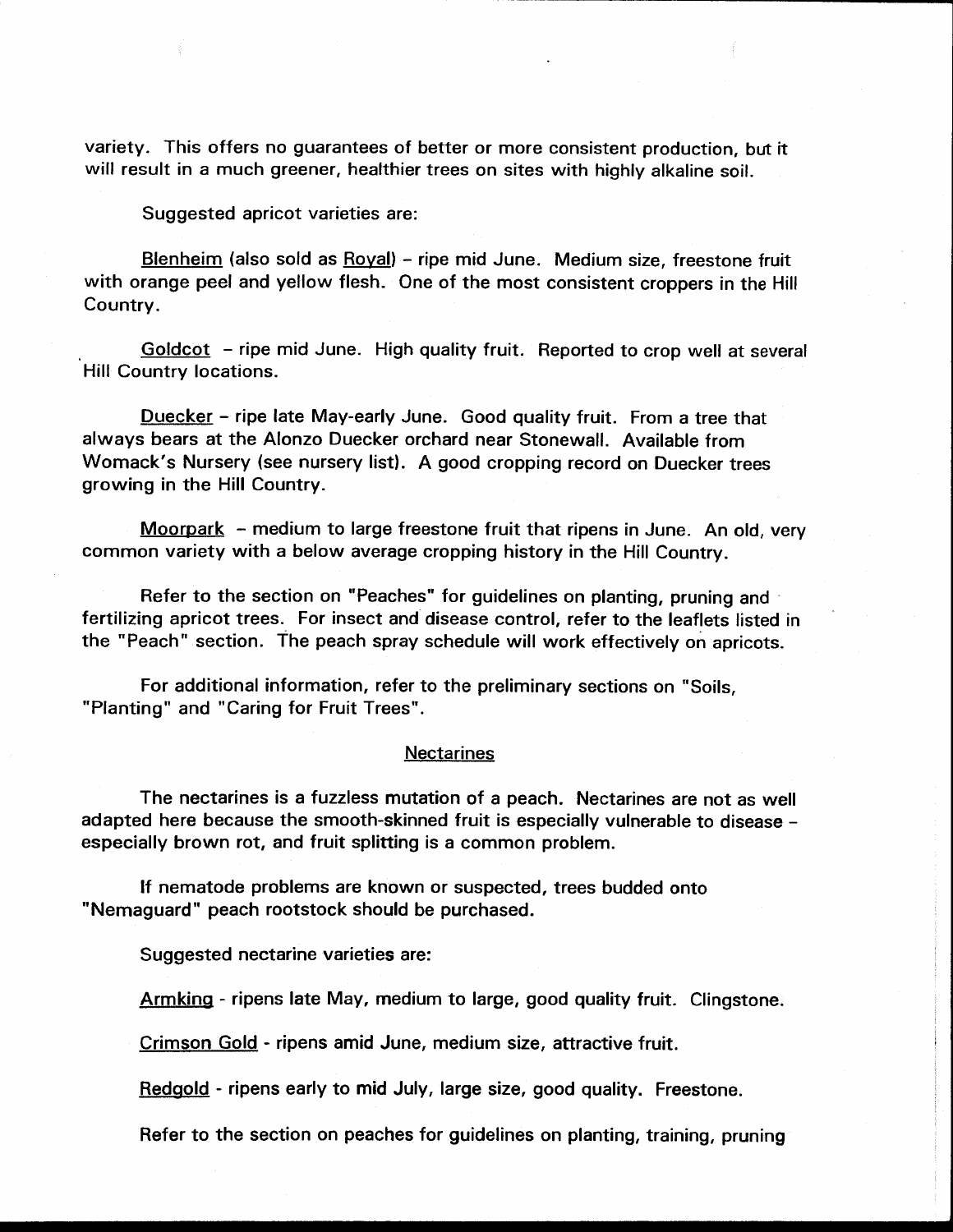variety. This offers no guarantees of better or more consistent production, but it will result in a much greener, healthier trees on sites with highly alkaline soil.

Suggested apricot varieties are:

Blenheim (also sold as Royal) – ripe mid June. Medium size, freestone fruit with orange peel and yellow flesh. One of the most consistent croppers in the Hill Country.

Goldcot – ripe mid June. High quality fruit. Reported to crop well at several Hill Country locations.

Duecker – ripe late May-early June. Good quality fruit. From a tree that always bears at the Alonzo Duecker orchard near Stonewall. Available from Womack's Nursery (see nursery list). A good cropping record on Duecker trees growing in the Hill Country.

Moorpark – medium to large freestone fruit that ripens in June. An old, very common variety with a below average cropping history in the Hill Country.

Refer to the section on "Peaches" for guidelines on planting, pruning and fertilizing apricot trees. For insect and disease control, refer to the leaflets listed in the "Peach" section. The peach spray schedule will work effectively on apricots.

For additional information, refer to the preliminary sections on "Soils, "Planting" and "Caring for Fruit Trees".

## Nectarines

The nectarines is a fuzzless mutation of a peach. Nectarines are not as well adapted here because the smooth-skinned fruit is especially vulnerable to disease – especially brown rot, and fruit splitting is a common problem.

If nematode problems are known or suspected, trees budded onto "Nemaguard" peach rootstock should be purchased.

Suggested nectarine varieties are:

Armking - ripens late May, medium to large, good quality fruit. Clingstone.

Crimson Gold - ripens amid June, medium size, attractive fruit.

Redgold - ripens early to mid July, large size, good quality. Freestone.

Refer to the section on peaches for guidelines on planting, training, pruning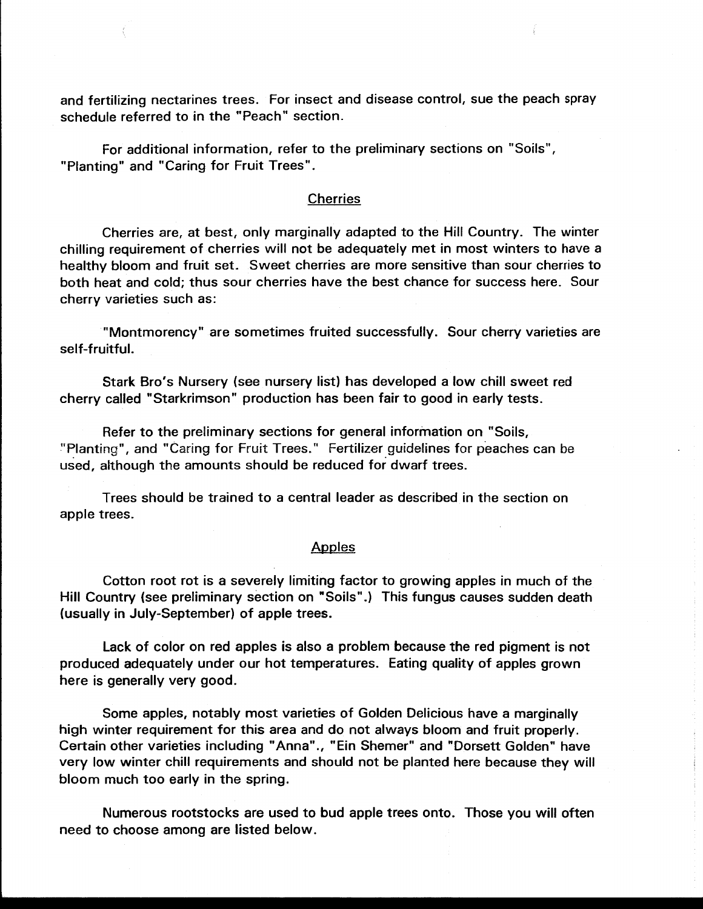and fertilizing nectarines trees. For insect and disease control, sue the peach spray schedule referred to in the "Peach" section.

For additional information, refer to the preliminary sections on "Soils", "Planting" and "Caring for Fruit Trees".

## Cherries

Cherries are, at best, only marginally adapted to the Hill Country. The winter chilling requirement of cherries will not be adequately met in most winters to have a healthy bloom and fruit set. Sweet cherries are more sensitive than sour cherries to both heat and cold; thus sour cherries have the best chance for success here. Sour cherry varieties such as:

"Montmorency" are sometimes fruited successfully. Sour cherry varieties are self-fruitful.

Stark Bro's Nursery (see nursery list) has developed a low chill sweet red cherry called "Starkrimson" production has been fair to good in early tests.

Refer to the preliminary sections for general information on "Soils, "Planting", and "Caring for Fruit Trees." Fertilizer guidelines for peaches can be used, although the amounts should be reduced for dwarf trees.

Trees should be trained to a central leader as described in the section on apple trees.

## Apples

Cotton root rot is a severely limiting factor to growing apples in much of the Hill Country (see preliminary section on "Soils".) This fungus causes sudden death (usually in July-September) of apple trees.

Lack of color on red apples is also a problem because the red pigment is not produced adequately under our hot temperatures. Eating quality of apples grown here is generally very good.

Some apples, notably most varieties of Golden Delicious have a marginally high winter requirement for this area and do not always bloom and fruit properly. Certain other varieties including "Anna"., "Ein Shemer" and "Dorsett Golden" have very low winter chill requirements and should not be planted here because they will bloom much too early in the spring.

Numerous rootstocks are used to bud apple trees onto. Those you will often need to choose among are listed below.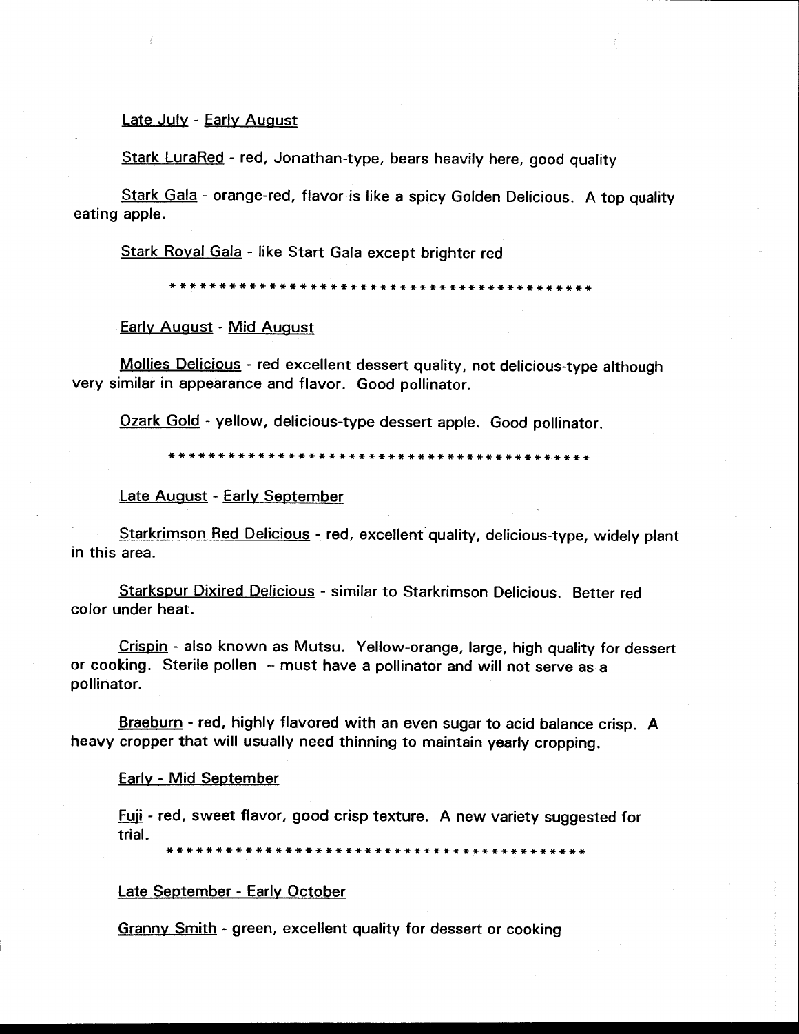Late July - Early August

Stark LuraRed - red, Jonathan-type, bears heavily here, good quality

Stark Gala - orange-red, flavor is like a spicy Golden Delicious. A top quality eating apple.

Stark Royal Gala - like Start Gala except brighter red

*********************************************

Early August - Mid August

Mollies Delicious - red excellent dessert quality, not delicious-type although very similar in appearance and flavor. Good pollinator.

Ozark Gold - yellow, delicious-type dessert apple. Good pollinator.

*********************************************

Late August - Early September

Starkrimson Red Delicious - red, excellent quality, delicious-type, widely plant in this area.

Starkspur Dixired Delicious - similar to Starkrimson Delicious. Better red color under heat.

Crispin - also known as Mutsu. Yellow-orange, large, high quality for dessert or cooking. Sterile pollen – must have a pollinator and will not serve as a pollinator.

Braeburn - red, highly flavored with an even sugar to acid balance crisp. A heavy cropper that will usually need thinning to maintain yearly cropping.

Early - Mid September

Fuji - red, sweet flavor, good crisp texture. A new variety suggested for trial.

*********************************************

Late September - Early October

Granny Smith - green, excellent quality for dessert or cooking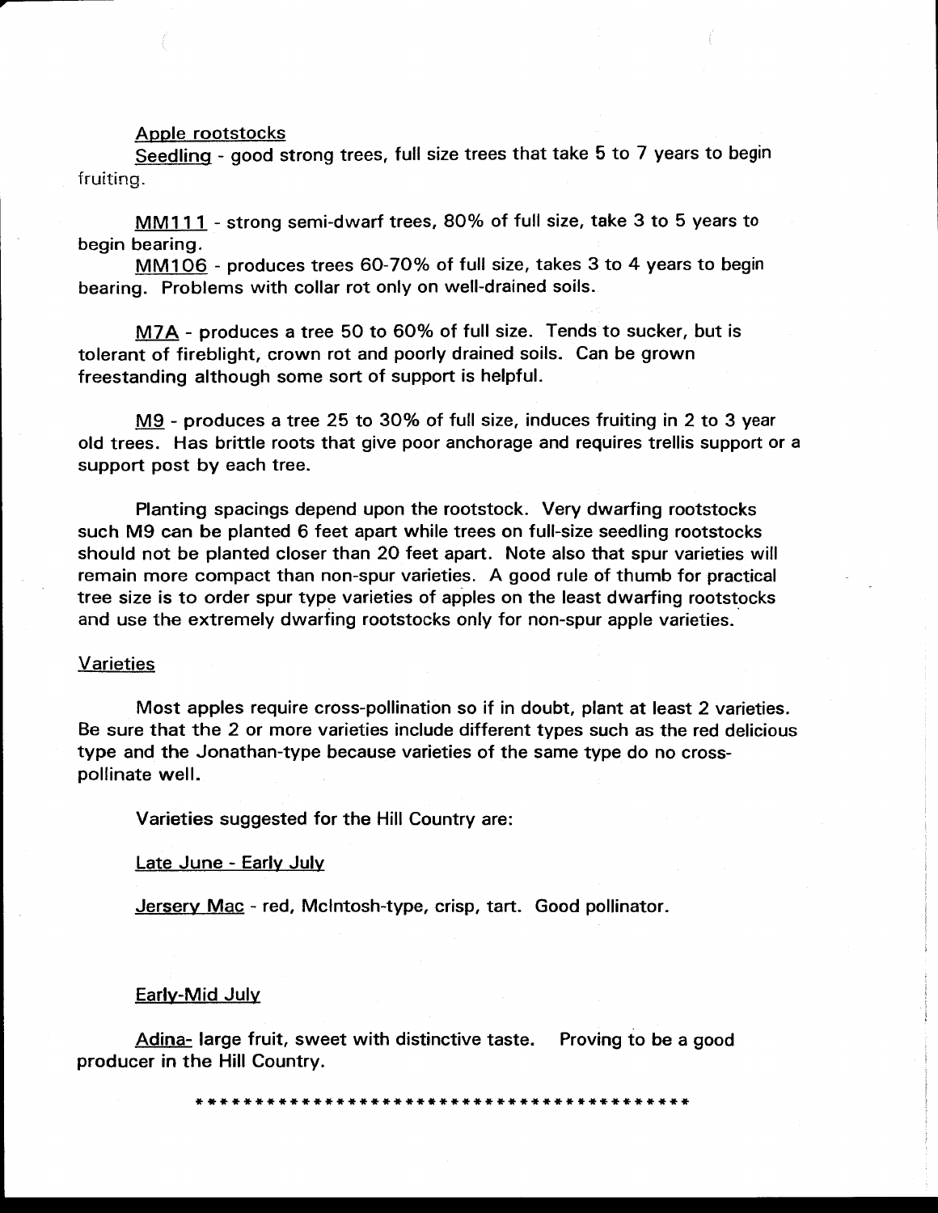Apple rootstocks

Seedling - good strong trees, full size trees that take 5 to 7 years to begin fruiting.

MM111 - strong semi-dwarf trees, 80% of full size, take 3 to 5 years to begin bearing.

MM106 - produces trees 60-70% of full size, takes 3 to 4 years to begin bearing. Problems with collar rot only on well-drained soils.

M7A - produces a tree 50 to 60% of full size. Tends to sucker, but is tolerant of fireblight, crown rot and poorly drained soils. Can be grown freestanding although some sort of support is helpful.

M9 - produces a tree 25 to 30% of full size, induces fruiting in 2 to 3 year old trees. Has brittle roots that give poor anchorage and requires trellis support or a support post by each tree.

Planting spacings depend upon the rootstock. Very dwarfing rootstocks such M9 can be planted 6 feet apart while trees on full-size seedling rootstocks should not be planted closer than 20 feet apart. Note also that spur varieties will remain more compact than non-spur varieties. A good rule of thumb for practical tree size is to order spur type varieties of apples on the least dwarfing rootstocks and use the extremely dwarfing rootstocks only for non-spur apple varieties.

Varieties

Most apples require cross-pollination so if in doubt, plant at least 2 varieties. Be sure that the 2 or more varieties include different types such as the red delicious type and the Jonathan-type because varieties of the same type do no cross-pollinate well.

Varieties suggested for the Hill Country are:

Late June - Early July

Jersery Mac - red, McIntosh-type, crisp, tart. Good pollinator.

Early-Mid July

Adina- large fruit, sweet with distinctive taste. Proving to be a good producer in the Hill Country.

*********************************************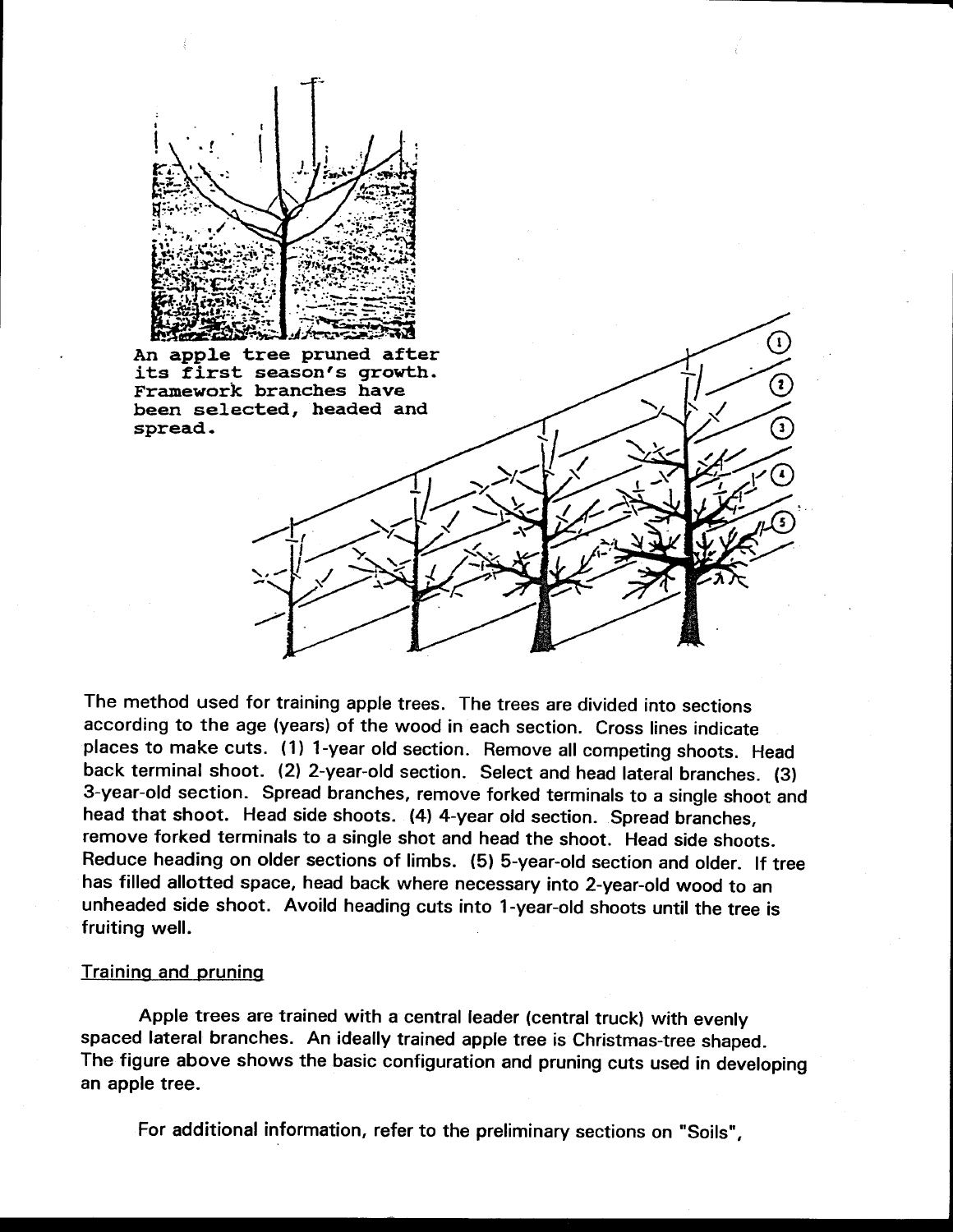An apple tree pruned after its first season's growth. Framework branches have been selected, headed and spread.

The method used for training apple trees. The trees are divided into sections according to the age (years) of the wood in each section. Cross lines indicate places to make cuts. (1) 1-year old section. Remove all competing shoots. Head back terminal shoot. (2) 2-year-old section. Select and head lateral branches. (3) 3-year-old section. Spread branches, remove forked terminals to a single shoot and head that shoot. Head side shoots. (4) 4-year old section. Spread branches, remove forked terminals to a single shot and head the shoot. Head side shoots. Reduce heading on older sections of limbs. (5) 5-year-old section and older. If tree has filled allotted space, head back where necessary into 2-year-old wood to an unheaded side shoot. Avoild heading cuts into 1-year-old shoots until the tree is fruiting well.

## Training and pruning

Apple trees are trained with a central leader (central truck) with evenly spaced lateral branches. An ideally trained apple tree is Christmas-tree shaped. The figure above shows the basic configuration and pruning cuts used in developing an apple tree.

For additional information, refer to the preliminary sections on "Soils",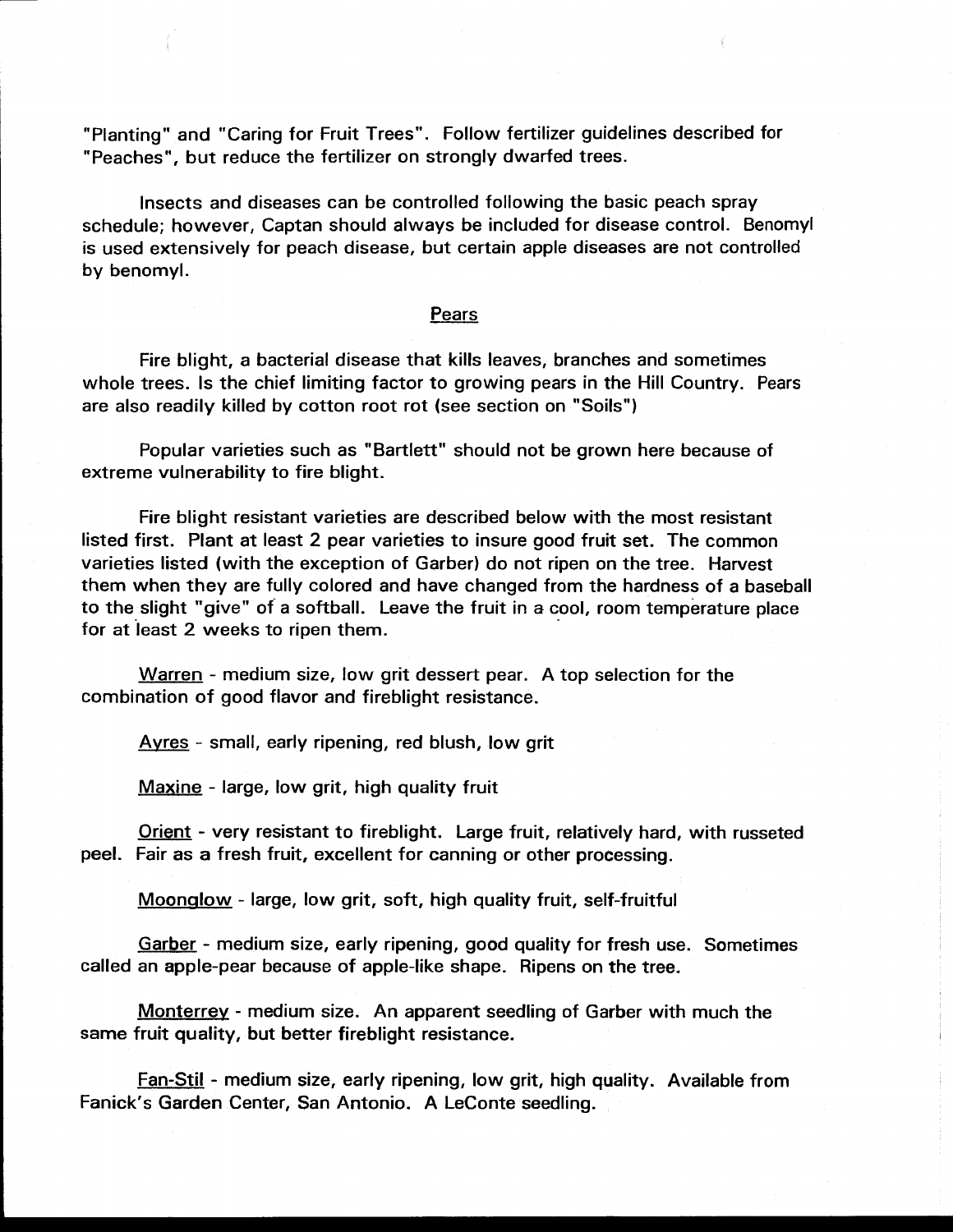"Planting" and "Caring for Fruit Trees". Follow fertilizer guidelines described for "Peaches", but reduce the fertilizer on strongly dwarfed trees.

Insects and diseases can be controlled following the basic peach spray schedule; however, Captan should always be included for disease control. Benomyl is used extensively for peach disease, but certain apple diseases are not controlled by benomyl.

## Pears

Fire blight, a bacterial disease that kills leaves, branches and sometimes whole trees. Is the chief limiting factor to growing pears in the Hill Country. Pears are also readily killed by cotton root rot (see section on "Soils")

Popular varieties such as "Bartlett" should not be grown here because of extreme vulnerability to fire blight.

Fire blight resistant varieties are described below with the most resistant listed first. Plant at least 2 pear varieties to insure good fruit set. The common varieties listed (with the exception of Garber) do not ripen on the tree. Harvest them when they are fully colored and have changed from the hardness of a baseball to the slight "give" of a softball. Leave the fruit in a cool, room temperature place for at least 2 weeks to ripen them.

Warren - medium size, low grit dessert pear. A top selection for the combination of good flavor and fireblight resistance.

Ayres - small, early ripening, red blush, low grit

Maxine - large, low grit, high quality fruit

Orient - very resistant to fireblight. Large fruit, relatively hard, with russeted peel. Fair as a fresh fruit, excellent for canning or other processing.

Moonglow - large, low grit, soft, high quality fruit, self-fruitful

Garber - medium size, early ripening, good quality for fresh use. Sometimes called an apple-pear because of apple-like shape. Ripens on the tree.

Monterrey - medium size. An apparent seedling of Garber with much the same fruit quality, but better fireblight resistance.

Fan-Stil - medium size, early ripening, low grit, high quality. Available from Fanick's Garden Center, San Antonio. A LeConte seedling.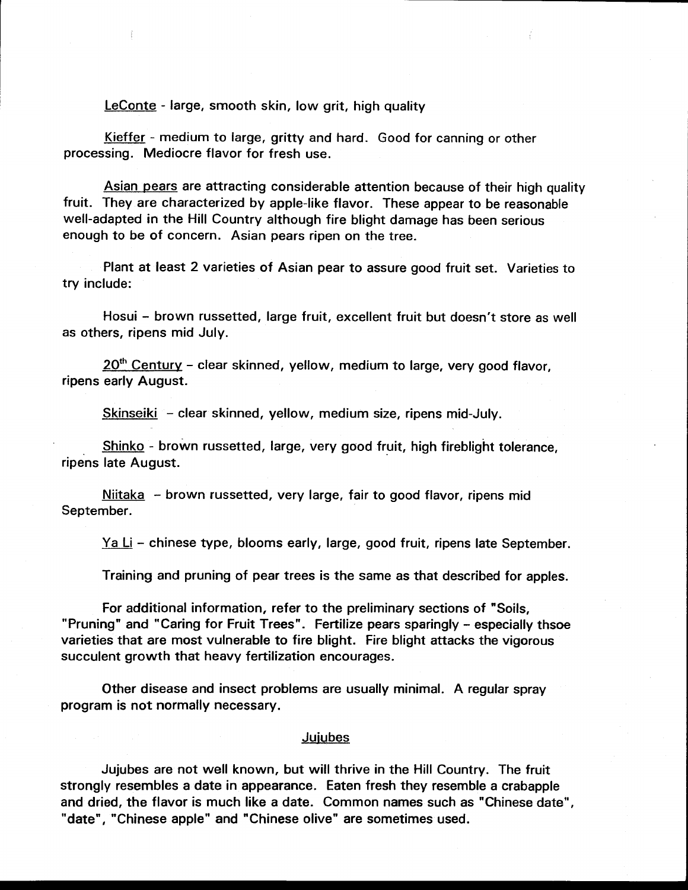LeConte - large, smooth skin, low grit, high quality

Kieffer - medium to large, gritty and hard. Good for canning or other processing. Mediocre flavor for fresh use.

Asian pears are attracting considerable attention because of their high quality fruit. They are characterized by apple-like flavor. These appear to be reasonable well-adapted in the Hill Country although fire blight damage has been serious enough to be of concern. Asian pears ripen on the tree.

Plant at least 2 varieties of Asian pear to assure good fruit set. Varieties to try include:

Hosui – brown russetted, large fruit, excellent fruit but doesn't store as well as others, ripens mid July.

20th Century – clear skinned, yellow, medium to large, very good flavor, ripens early August.

Skinseiki – clear skinned, yellow, medium size, ripens mid-July.

Shinko - brown russetted, large, very good fruit, high fireblight tolerance, ripens late August.

Niitaka – brown russetted, very large, fair to good flavor, ripens mid September.

Ya Li – chinese type, blooms early, large, good fruit, ripens late September.

Training and pruning of pear trees is the same as that described for apples.

For additional information, refer to the preliminary sections of "Soils, "Pruning" and "Caring for Fruit Trees". Fertilize pears sparingly – especially thsoe varieties that are most vulnerable to fire blight. Fire blight attacks the vigorous succulent growth that heavy fertilization encourages.

Other disease and insect problems are usually minimal. A regular spray program is not normally necessary.

## Jujubes

Jujubes are not well known, but will thrive in the Hill Country. The fruit strongly resembles a date in appearance. Eaten fresh they resemble a crabapple and dried, the flavor is much like a date. Common names such as "Chinese date", "date", "Chinese apple" and "Chinese olive" are sometimes used.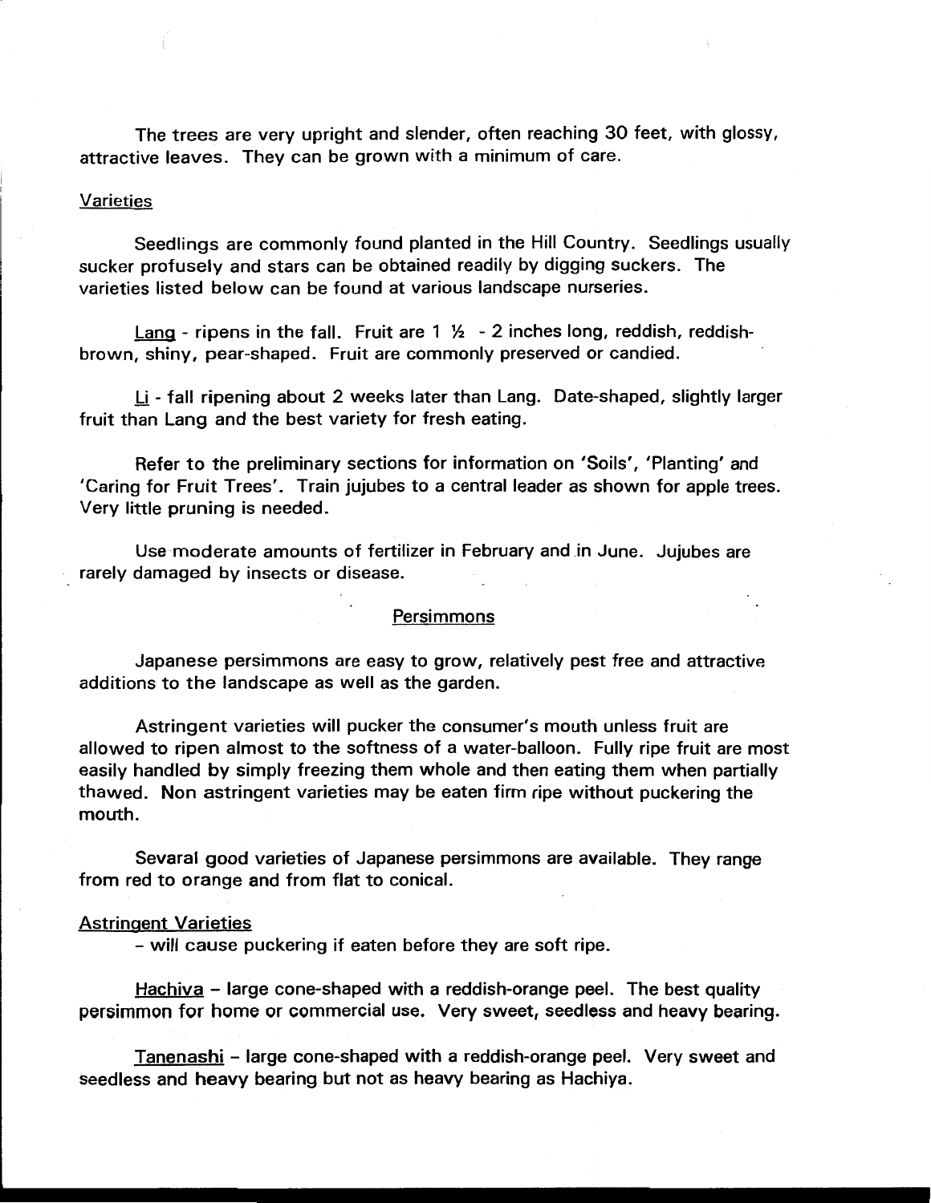The trees are very upright and slender, often reaching 30 feet, with glossy, attractive leaves. They can be grown with a minimum of care.

Varieties

Seedlings are commonly found planted in the Hill Country. Seedlings usually sucker profusely and stars can be obtained readily by digging suckers. The varieties listed below can be found at various landscape nurseries.

Lang - ripens in the fall. Fruit are 1 ½ - 2 inches long, reddish, reddish-brown, shiny, pear-shaped. Fruit are commonly preserved or candied.

Li - fall ripening about 2 weeks later than Lang. Date-shaped, slightly larger fruit than Lang and the best variety for fresh eating.

Refer to the preliminary sections for information on 'Soils', 'Planting' and 'Caring for Fruit Trees'. Train jujubes to a central leader as shown for apple trees. Very little pruning is needed.

Use moderate amounts of fertilizer in February and in June. Jujubes are rarely damaged by insects or disease.

## Persimmons

Japanese persimmons are easy to grow, relatively pest free and attractive additions to the landscape as well as the garden.

Astringent varieties will pucker the consumer's mouth unless fruit are allowed to ripen almost to the softness of a water-balloon. Fully ripe fruit are most easily handled by simply freezing them whole and then eating them when partially thawed. Non astringent varieties may be eaten firm ripe without puckering the mouth.

Sevaral good varieties of Japanese persimmons are available. They range from red to orange and from flat to conical.

Astringent Varieties

- will cause puckering if eaten before they are soft ripe.

Hachiva – large cone-shaped with a reddish-orange peel. The best quality persimmon for home or commercial use. Very sweet, seedless and heavy bearing.

Tanenashi – large cone-shaped with a reddish-orange peel. Very sweet and seedless and heavy bearing but not as heavy bearing as Hachiya.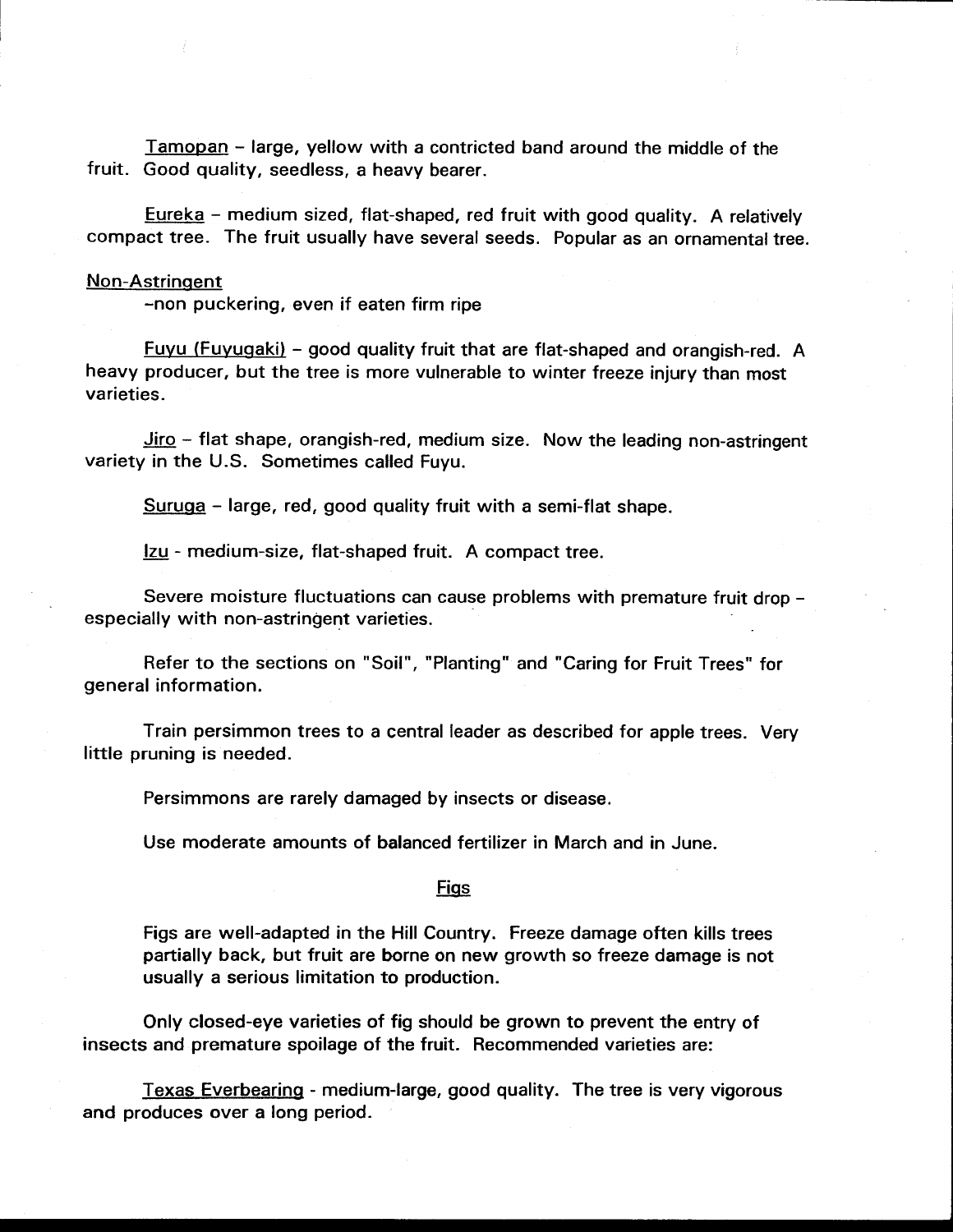Tamopan - large, yellow with a contricted band around the middle of the fruit. Good quality, seedless, a heavy bearer.

Eureka - medium sized, flat-shaped, red fruit with good quality. A relatively compact tree. The fruit usually have several seeds. Popular as an ornamental tree.

Non-Astringent

-non puckering, even if eaten firm ripe

Fuyu (Fuyugaki) - good quality fruit that are flat-shaped and orangish-red. A heavy producer, but the tree is more vulnerable to winter freeze injury than most varieties.

Jiro - flat shape, orangish-red, medium size. Now the leading non-astringent variety in the U.S. Sometimes called Fuyu.

Suruga - large, red, good quality fruit with a semi-flat shape.

Izu - medium-size, flat-shaped fruit. A compact tree.

Severe moisture fluctuations can cause problems with premature fruit drop - especially with non-astringent varieties.

Refer to the sections on "Soil", "Planting" and "Caring for Fruit Trees" for general information.

Train persimmon trees to a central leader as described for apple trees. Very little pruning is needed.

Persimmons are rarely damaged by insects or disease.

Use moderate amounts of balanced fertilizer in March and in June.

## Figs

Figs are well-adapted in the Hill Country. Freeze damage often kills trees partially back, but fruit are borne on new growth so freeze damage is not usually a serious limitation to production.

Only closed-eye varieties of fig should be grown to prevent the entry of insects and premature spoilage of the fruit. Recommended varieties are:

Texas Everbearing - medium-large, good quality. The tree is very vigorous and produces over a long period.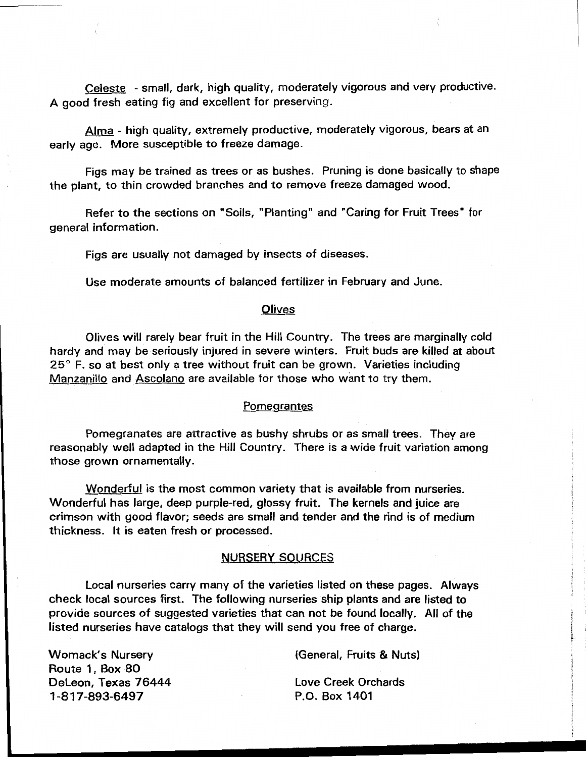Celeste - small, dark, high quality, moderately vigorous and very productive. A good fresh eating fig and excellent for preserving.

Alma - high quality, extremely productive, moderately vigorous, bears at an early age. More susceptible to freeze damage.

Figs may be trained as trees or as bushes. Pruning is done basically to shape the plant, to thin crowded branches and to remove freeze damaged wood.

Refer to the sections on "Soils, "Planting" and "Caring for Fruit Trees" for general information.

Figs are usually not damaged by insects of diseases.

Use moderate amounts of balanced fertilizer in February and June.

## Olives

Olives will rarely bear fruit in the Hill Country. The trees are marginally cold hardy and may be seriously injured in severe winters. Fruit buds are killed at about 25° F. so at best only a tree without fruit can be grown. Varieties including Manzanillo and Ascolano are available for those who want to try them.

## Pomegrantes

Pomegranates are attractive as bushy shrubs or as small trees. They are reasonably well adapted in the Hill Country. There is a wide fruit variation among those grown ornamentally.

Wonderful is the most common variety that is available from nurseries. Wonderful has large, deep purple-red, glossy fruit. The kernels and juice are crimson with good flavor; seeds are small and tender and the rind is of medium thickness. It is eaten fresh or processed.

## NURSERY SOURCES

Local nurseries carry many of the varieties listed on these pages. Always check local sources first. The following nurseries ship plants and are listed to provide sources of suggested varieties that can not be found locally. All of the listed nurseries have catalogs that they will send you free of charge.

Womack's Nursery
Route 1, Box 80
DeLeon, Texas 76444
1-817-893-6497

(General, Fruits & Nuts)

Love Creek Orchards
P.O. Box 1401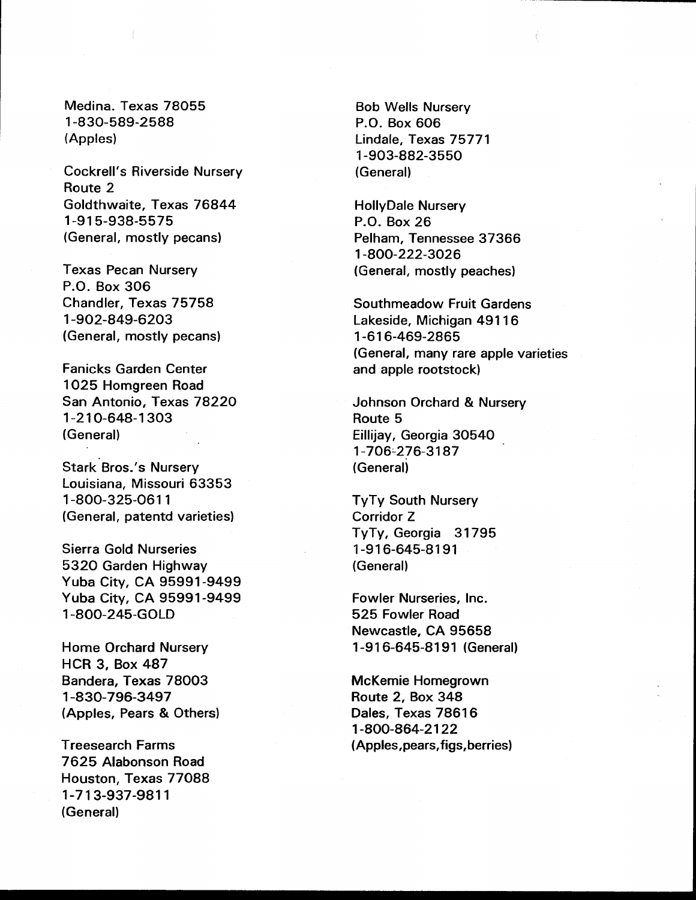Medina. Texas 78055
1-830-589-2588
(Apples)

Cockrell's Riverside Nursery
Route 2
Goldthwaite, Texas 76844
1-915-938-5575
(General, mostly pecans)

Texas Pecan Nursery
P.O. Box 306
Chandler, Texas 75758
1-902-849-6203
(General, mostly pecans)

Fanicks Garden Center
1025 Homgreen Road
San Antonio, Texas 78220
1-210-648-1303
(General)

Stark Bros.'s Nursery
Louisiana, Missouri 63353
1-800-325-0611
(General, patentd varieties)

Sierra Gold Nurseries
5320 Garden Highway
Yuba City, CA 95991-9499
Yuba City, CA 95991-9499
1-800-245-GOLD

Home Orchard Nursery
HCR 3, Box 487
Bandera, Texas 78003
1-830-796-3497
(Apples, Pears & Others)

Treesearch Farms
7625 Alabonson Road
Houston, Texas 77088
1-713-937-9811
(General)

Bob Wells Nursery
P.O. Box 606
Lindale, Texas 75771
1-903-882-3550
(General)

HollyDale Nursery
P.O. Box 26
Pelham, Tennessee 37366
1-800-222-3026
(General, mostly peaches)

Southmeadow Fruit Gardens
Lakeside, Michigan 49116
1-616-469-2865
(General, many rare apple varieties and apple rootstock)

Johnson Orchard & Nursery
Route 5
Eillijay, Georgia 30540
1-706-276-3187
(General)

TyTy South Nursery
Corridor Z
TyTy, Georgia 31795
1-916-645-8191
(General)

Fowler Nurseries, Inc.
525 Fowler Road
Newcastle, CA 95658
1-916-645-8191 (General)

McKemie Homegrown
Route 2, Box 348
Dales, Texas 78616
1-800-864-2122
(Apples,pears,figs,berries)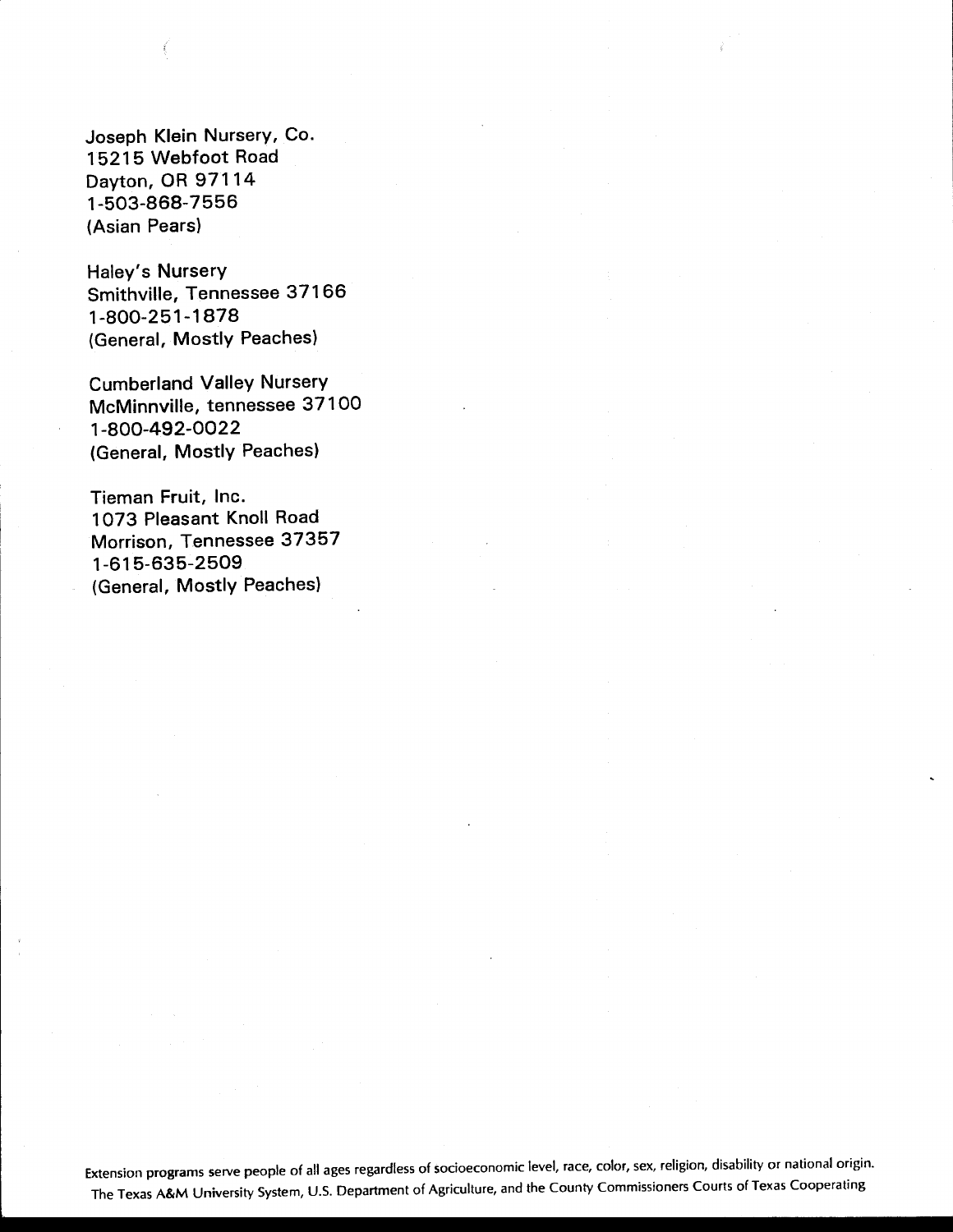Joseph Klein Nursery, Co.
15215 Webfoot Road
Dayton, OR 97114
1-503-868-7556
(Asian Pears)

Haley's Nursery
Smithville, Tennessee 37166
1-800-251-1878
(General, Mostly Peaches)

Cumberland Valley Nursery
McMinnville, tennessee 37100
1-800-492-0022
(General, Mostly Peaches)

Tieman Fruit, Inc.
1073 Pleasant Knoll Road
Morrison, Tennessee 37357
1-615-635-2509
(General, Mostly Peaches)

Extension programs serve people of all ages regardless of socioeconomic level, race, color, sex, religion, disability or national origin.
The Texas A&M University System, U.S. Department of Agriculture, and the County Commissioners Courts of Texas Cooperating